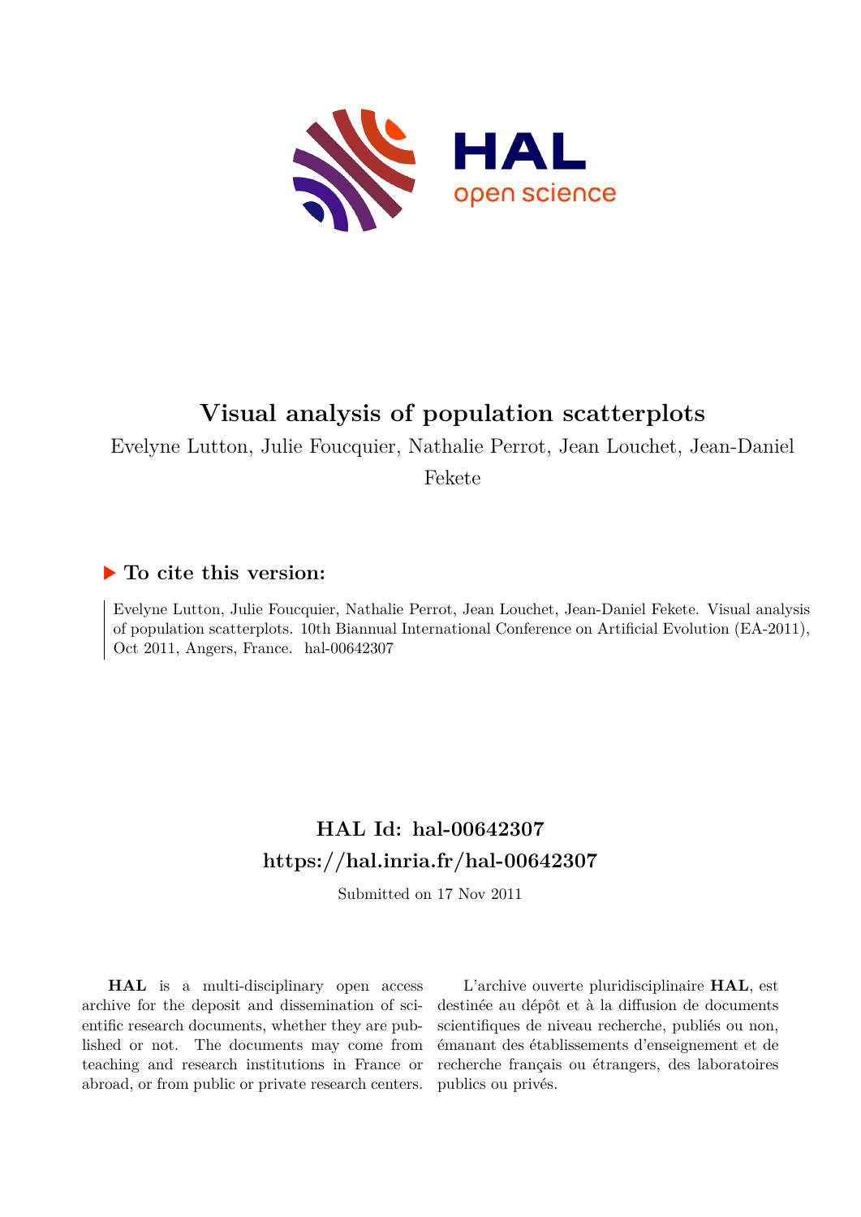# Visual analysis of population scatterplots

Evelyne Lutton, Julie Foucquier, Nathalie Perrot, Jean Louchet, Jean-Daniel Fekete

## ▶ To cite this version:

Evelyne Lutton, Julie Foucquier, Nathalie Perrot, Jean Louchet, Jean-Daniel Fekete. Visual analysis of population scatterplots. 10th Biannual International Conference on Artificial Evolution (EA-2011), Oct 2011, Angers, France. hal-00642307

## HAL Id: hal-00642307
## https://hal.inria.fr/hal-00642307

Submitted on 17 Nov 2011

**HAL** is a multi-disciplinary open access archive for the deposit and dissemination of scientific research documents, whether they are published or not. The documents may come from teaching and research institutions in France or abroad, or from public or private research centers.

L'archive ouverte pluridisciplinaire **HAL**, est destinée au dépôt et à la diffusion de documents scientifiques de niveau recherche, publiés ou non, émanant des établissements d'enseignement et de recherche français ou étrangers, des laboratoires publics ou privés.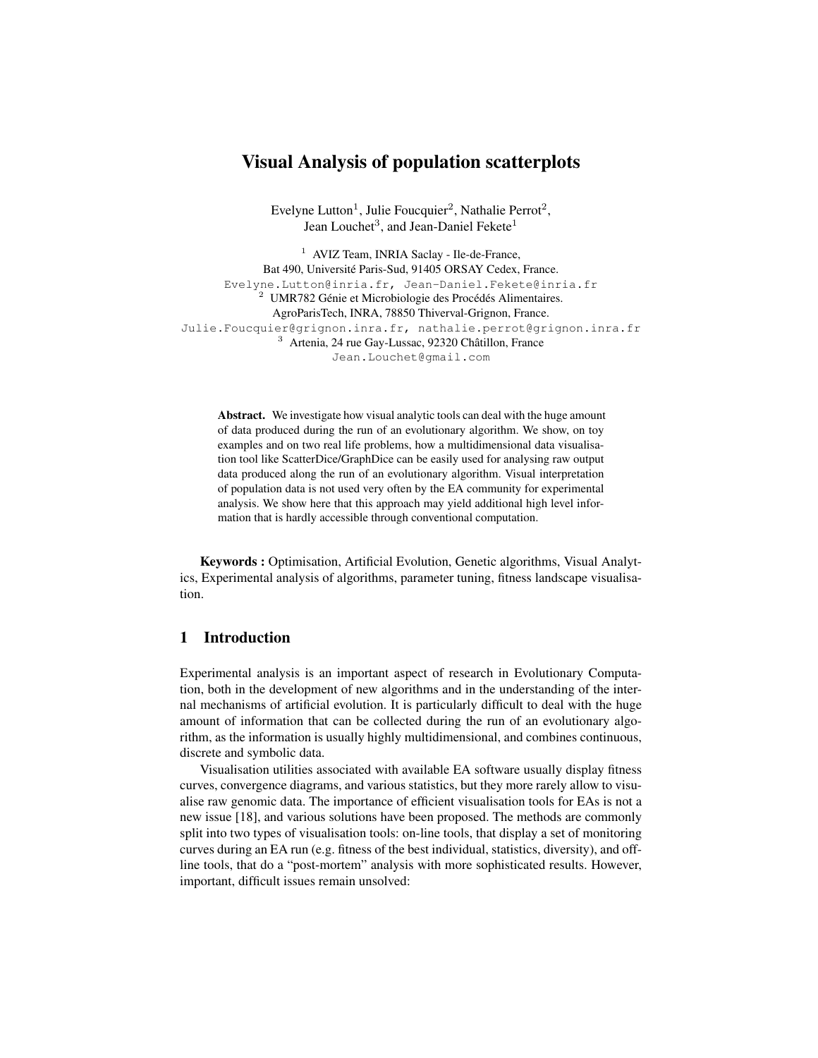# Visual Analysis of population scatterplots

Evelyne Lutton[1], Julie Foucquier[2], Nathalie Perrot[2], Jean Louchet[3], and Jean-Daniel Fekete[1]

[1] AVIZ Team, INRIA Saclay - Ile-de-France,
Bat 490, Université Paris-Sud, 91405 ORSAY Cedex, France.
Evelyne.Lutton@inria.fr, Jean-Daniel.Fekete@inria.fr

[2] UMR782 Génie et Microbiologie des Procédés Alimentaires.
AgroParisTech, INRA, 78850 Thiverval-Grignon, France.
Julie.Foucquier@grignon.inra.fr, nathalie.perrot@grignon.inra.fr

[3] Artenia, 24 rue Gay-Lussac, 92320 Châtillon, France
Jean.Louchet@gmail.com

**Abstract.** We investigate how visual analytic tools can deal with the huge amount of data produced during the run of an evolutionary algorithm. We show, on toy examples and on two real life problems, how a multidimensional data visualisation tool like ScatterDice/GraphDice can be easily used for analysing raw output data produced along the run of an evolutionary algorithm. Visual interpretation of population data is not used very often by the EA community for experimental analysis. We show here that this approach may yield additional high level information that is hardly accessible through conventional computation.

**Keywords :** Optimisation, Artificial Evolution, Genetic algorithms, Visual Analytics, Experimental analysis of algorithms, parameter tuning, fitness landscape visualisation.

## 1 Introduction

Experimental analysis is an important aspect of research in Evolutionary Computation, both in the development of new algorithms and in the understanding of the internal mechanisms of artificial evolution. It is particularly difficult to deal with the huge amount of information that can be collected during the run of an evolutionary algorithm, as the information is usually highly multidimensional, and combines continuous, discrete and symbolic data.

Visualisation utilities associated with available EA software usually display fitness curves, convergence diagrams, and various statistics, but they more rarely allow to visualise raw genomic data. The importance of efficient visualisation tools for EAs is not a new issue [18], and various solutions have been proposed. The methods are commonly split into two types of visualisation tools: on-line tools, that display a set of monitoring curves during an EA run (e.g. fitness of the best individual, statistics, diversity), and off-line tools, that do a "post-mortem" analysis with more sophisticated results. However, important, difficult issues remain unsolved: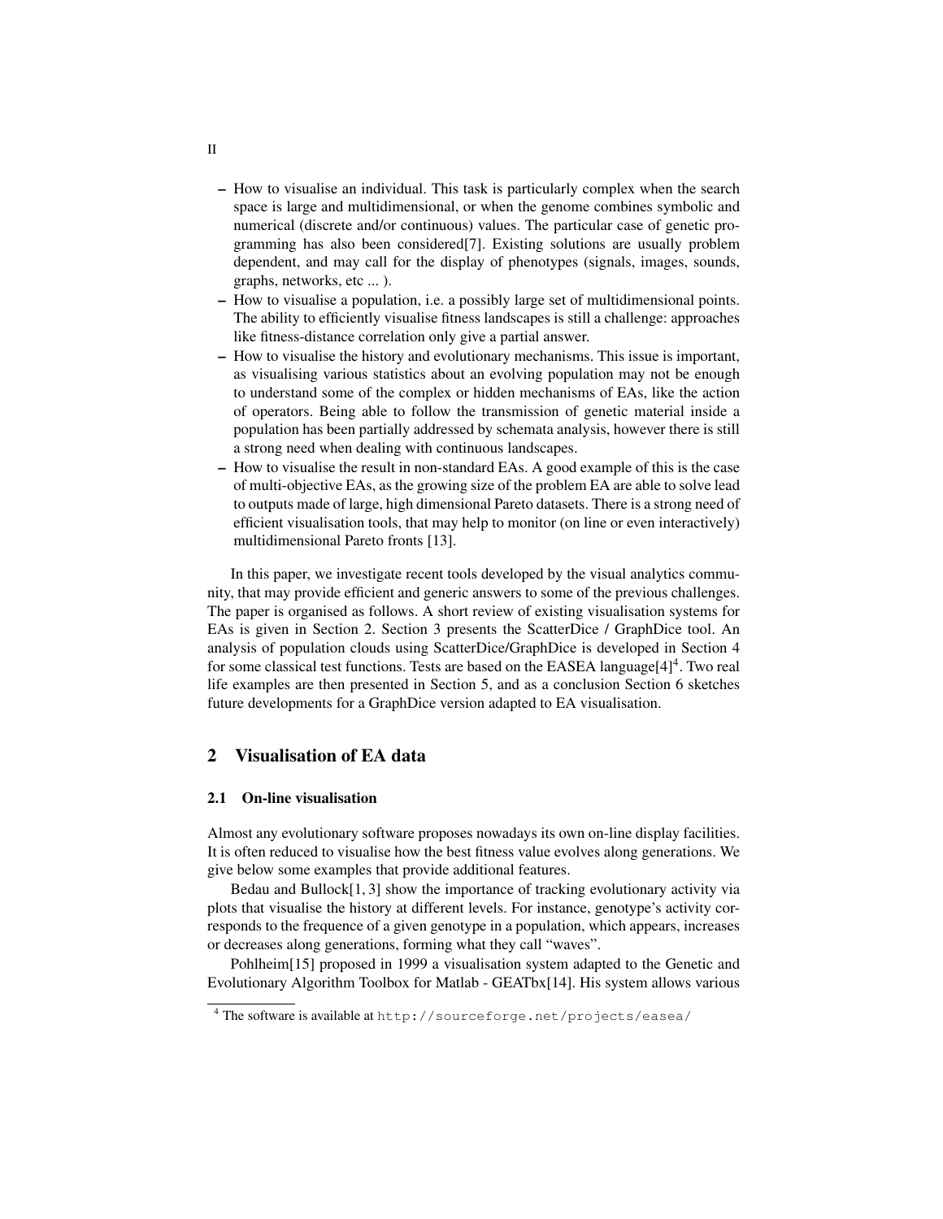- How to visualise an individual. This task is particularly complex when the search space is large and multidimensional, or when the genome combines symbolic and numerical (discrete and/or continuous) values. The particular case of genetic programming has also been considered[7]. Existing solutions are usually problem dependent, and may call for the display of phenotypes (signals, images, sounds, graphs, networks, etc ... ).
- How to visualise a population, i.e. a possibly large set of multidimensional points. The ability to efficiently visualise fitness landscapes is still a challenge: approaches like fitness-distance correlation only give a partial answer.
- How to visualise the history and evolutionary mechanisms. This issue is important, as visualising various statistics about an evolving population may not be enough to understand some of the complex or hidden mechanisms of EAs, like the action of operators. Being able to follow the transmission of genetic material inside a population has been partially addressed by schemata analysis, however there is still a strong need when dealing with continuous landscapes.
- How to visualise the result in non-standard EAs. A good example of this is the case of multi-objective EAs, as the growing size of the problem EA are able to solve lead to outputs made of large, high dimensional Pareto datasets. There is a strong need of efficient visualisation tools, that may help to monitor (on line or even interactively) multidimensional Pareto fronts [13].

In this paper, we investigate recent tools developed by the visual analytics community, that may provide efficient and generic answers to some of the previous challenges. The paper is organised as follows. A short review of existing visualisation systems for EAs is given in Section 2. Section 3 presents the ScatterDice / GraphDice tool. An analysis of population clouds using ScatterDice/GraphDice is developed in Section 4 for some classical test functions. Tests are based on the EASEA language[4][4]. Two real life examples are then presented in Section 5, and as a conclusion Section 6 sketches future developments for a GraphDice version adapted to EA visualisation.

## 2 Visualisation of EA data

### 2.1 On-line visualisation

Almost any evolutionary software proposes nowadays its own on-line display facilities. It is often reduced to visualise how the best fitness value evolves along generations. We give below some examples that provide additional features.

Bedau and Bullock[1, 3] show the importance of tracking evolutionary activity via plots that visualise the history at different levels. For instance, genotype's activity corresponds to the frequence of a given genotype in a population, which appears, increases or decreases along generations, forming what they call "waves".

Pohlheim[15] proposed in 1999 a visualisation system adapted to the Genetic and Evolutionary Algorithm Toolbox for Matlab - GEATbx[14]. His system allows various

[4] The software is available at http://sourceforge.net/projects/easea/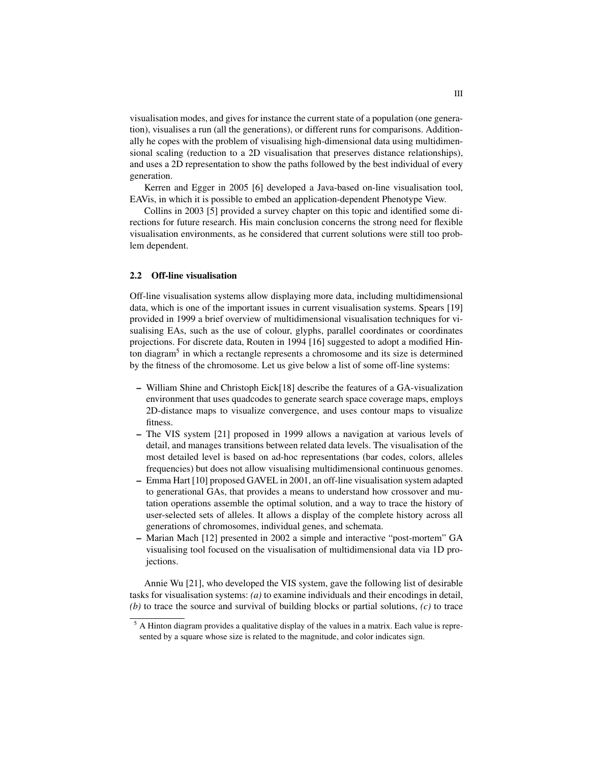visualisation modes, and gives for instance the current state of a population (one generation), visualises a run (all the generations), or different runs for comparisons. Additionally he copes with the problem of visualising high-dimensional data using multidimensional scaling (reduction to a 2D visualisation that preserves distance relationships), and uses a 2D representation to show the paths followed by the best individual of every generation.

Kerren and Egger in 2005 [6] developed a Java-based on-line visualisation tool, EAVis, in which it is possible to embed an application-dependent Phenotype View.

Collins in 2003 [5] provided a survey chapter on this topic and identified some directions for future research. His main conclusion concerns the strong need for flexible visualisation environments, as he considered that current solutions were still too problem dependent.

### 2.2 Off-line visualisation

Off-line visualisation systems allow displaying more data, including multidimensional data, which is one of the important issues in current visualisation systems. Spears [19] provided in 1999 a brief overview of multidimensional visualisation techniques for visualising EAs, such as the use of colour, glyphs, parallel coordinates or coordinates projections. For discrete data, Routen in 1994 [16] suggested to adopt a modified Hinton diagram[5] in which a rectangle represents a chromosome and its size is determined by the fitness of the chromosome. Let us give below a list of some off-line systems:

- William Shine and Christoph Eick[18] describe the features of a GA-visualization environment that uses quadcodes to generate search space coverage maps, employs 2D-distance maps to visualize convergence, and uses contour maps to visualize fitness.
- The VIS system [21] proposed in 1999 allows a navigation at various levels of detail, and manages transitions between related data levels. The visualisation of the most detailed level is based on ad-hoc representations (bar codes, colors, alleles frequencies) but does not allow visualising multidimensional continuous genomes.
- Emma Hart [10] proposed GAVEL in 2001, an off-line visualisation system adapted to generational GAs, that provides a means to understand how crossover and mutation operations assemble the optimal solution, and a way to trace the history of user-selected sets of alleles. It allows a display of the complete history across all generations of chromosomes, individual genes, and schemata.
- Marian Mach [12] presented in 2002 a simple and interactive "post-mortem" GA visualising tool focused on the visualisation of multidimensional data via 1D projections.

Annie Wu [21], who developed the VIS system, gave the following list of desirable tasks for visualisation systems: *(a)* to examine individuals and their encodings in detail, *(b)* to trace the source and survival of building blocks or partial solutions, *(c)* to trace

[5] A Hinton diagram provides a qualitative display of the values in a matrix. Each value is represented by a square whose size is related to the magnitude, and color indicates sign.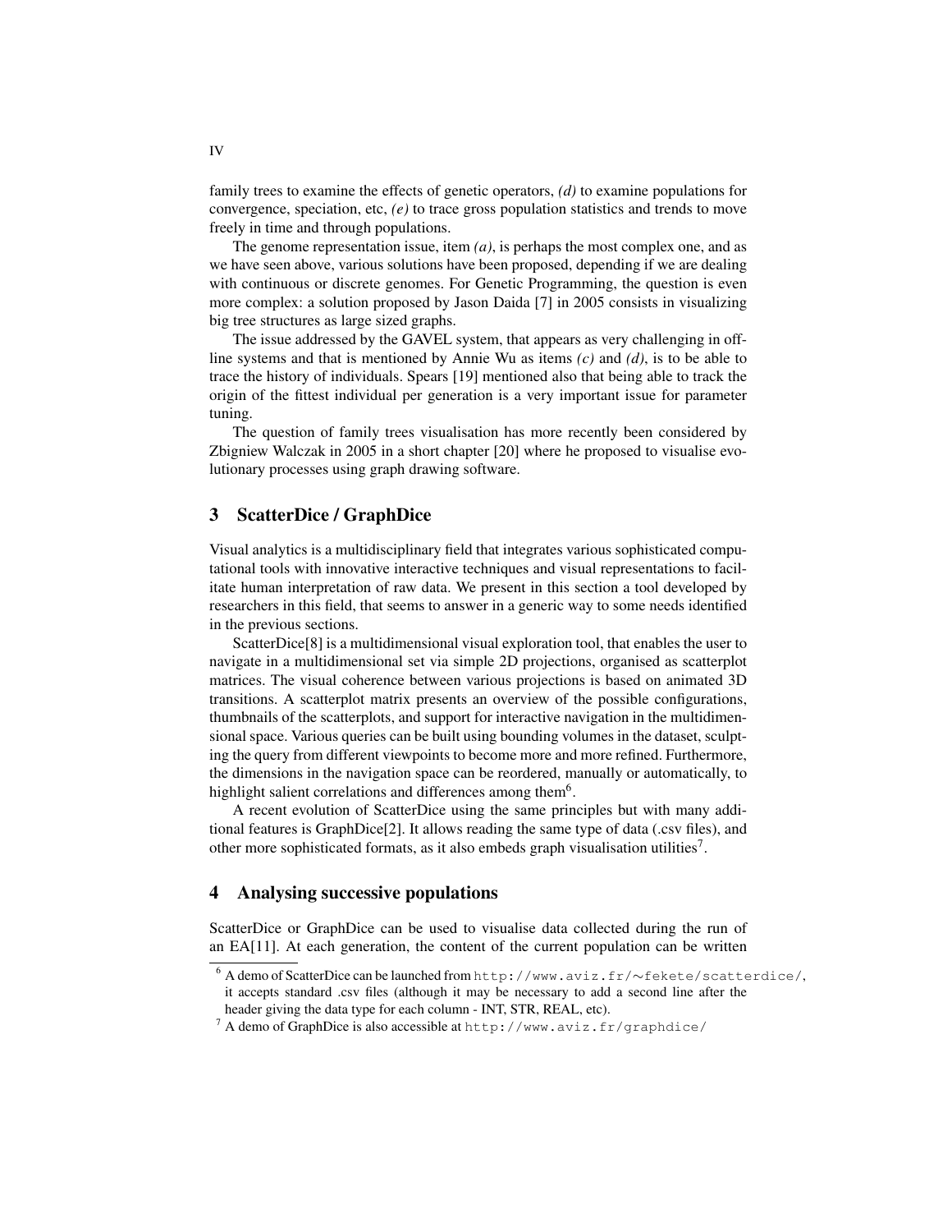family trees to examine the effects of genetic operators, *(d)* to examine populations for convergence, speciation, etc, *(e)* to trace gross population statistics and trends to move freely in time and through populations.

The genome representation issue, item *(a)*, is perhaps the most complex one, and as we have seen above, various solutions have been proposed, depending if we are dealing with continuous or discrete genomes. For Genetic Programming, the question is even more complex: a solution proposed by Jason Daida [7] in 2005 consists in visualizing big tree structures as large sized graphs.

The issue addressed by the GAVEL system, that appears as very challenging in offline systems and that is mentioned by Annie Wu as items *(c)* and *(d)*, is to be able to trace the history of individuals. Spears [19] mentioned also that being able to track the origin of the fittest individual per generation is a very important issue for parameter tuning.

The question of family trees visualisation has more recently been considered by Zbigniew Walczak in 2005 in a short chapter [20] where he proposed to visualise evolutionary processes using graph drawing software.

## 3 ScatterDice / GraphDice

Visual analytics is a multidisciplinary field that integrates various sophisticated computational tools with innovative interactive techniques and visual representations to facilitate human interpretation of raw data. We present in this section a tool developed by researchers in this field, that seems to answer in a generic way to some needs identified in the previous sections.

ScatterDice[8] is a multidimensional visual exploration tool, that enables the user to navigate in a multidimensional set via simple 2D projections, organised as scatterplot matrices. The visual coherence between various projections is based on animated 3D transitions. A scatterplot matrix presents an overview of the possible configurations, thumbnails of the scatterplots, and support for interactive navigation in the multidimensional space. Various queries can be built using bounding volumes in the dataset, sculpting the query from different viewpoints to become more and more refined. Furthermore, the dimensions in the navigation space can be reordered, manually or automatically, to highlight salient correlations and differences among them[6].

A recent evolution of ScatterDice using the same principles but with many additional features is GraphDice[2]. It allows reading the same type of data (.csv files), and other more sophisticated formats, as it also embeds graph visualisation utilities[7].

## 4 Analysing successive populations

ScatterDice or GraphDice can be used to visualise data collected during the run of an EA[11]. At each generation, the content of the current population can be written

[6] A demo of ScatterDice can be launched from `http://www.aviz.fr/~fekete/scatterdice/`, it accepts standard .csv files (although it may be necessary to add a second line after the header giving the data type for each column - INT, STR, REAL, etc).

[7] A demo of GraphDice is also accessible at `http://www.aviz.fr/graphdice/`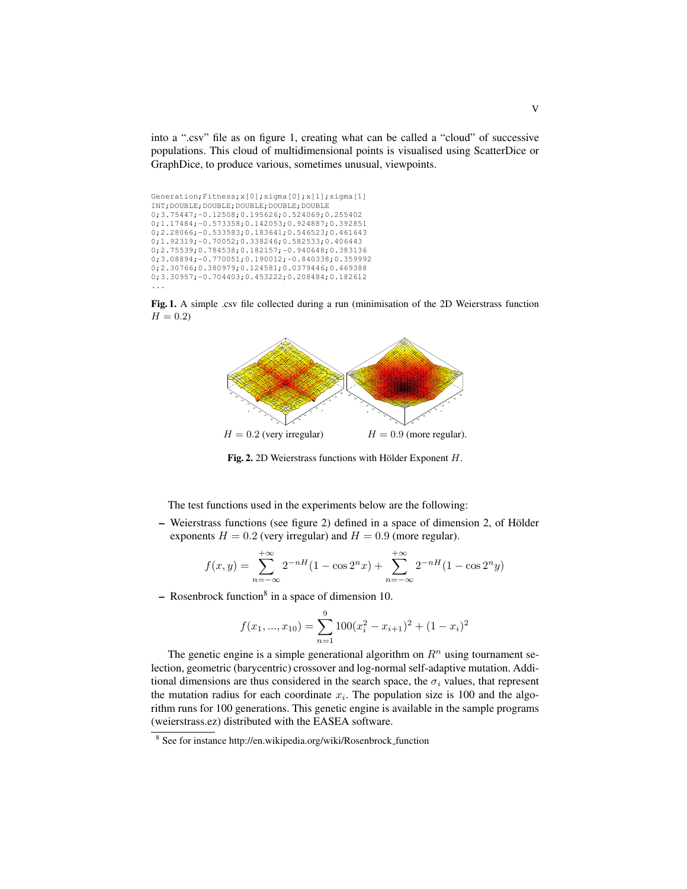into a ".csv" file as on figure 1, creating what can be called a "cloud" of successive populations. This cloud of multidimensional points is visualised using ScatterDice or GraphDice, to produce various, sometimes unusual, viewpoints.

```
Generation;Fitness;x[0];sigma[0];x[1];sigma[1]
INT;DOUBLE;DOUBLE;DOUBLE;DOUBLE;DOUBLE
0;3.75447;-0.12508;0.195626;0.524069;0.255402
0;1.17484;-0.573358;0.142053;0.924887;0.392851
0;2.28066;-0.533583;0.183641;0.546523;0.461643
0;1.92319;-0.70052;0.338246;0.582533;0.406443
0;2.75539;0.784538;0.182157;-0.940648;0.383136
0;3.08894;-0.770051;0.190012;-0.840338;0.359992
0;2.30766;0.380979;0.124581;0.0379446;0.469388
0;3.30957;-0.704403;0.453222;0.208484;0.182612
...
```

**Fig. 1.** A simple .csv file collected during a run (minimisation of the 2D Weierstrass function $H = 0.2$)

$H = 0.2$ (very irregular) $H = 0.9$ (more regular).

**Fig. 2.** 2D Weierstrass functions with Hölder Exponent $H$.

The test functions used in the experiments below are the following:

- Weierstrass functions (see figure 2) defined in a space of dimension 2, of Hölder exponents $H = 0.2$ (very irregular) and $H = 0.9$ (more regular).

$$f(x, y) = \sum_{n=-\infty}^{+\infty} 2^{-nH}(1 - \cos 2^n x) + \sum_{n=-\infty}^{+\infty} 2^{-nH}(1 - \cos 2^n y)$$

- Rosenbrock function[8] in a space of dimension 10.

$$f(x_1, ..., x_{10}) = \sum_{n=1}^{9} 100(x_i^2 - x_{i+1})^2 + (1 - x_i)^2$$

The genetic engine is a simple generational algorithm on $R^n$ using tournament selection, geometric (barycentric) crossover and log-normal self-adaptive mutation. Additional dimensions are thus considered in the search space, the $\sigma_i$ values, that represent the mutation radius for each coordinate $x_i$. The population size is 100 and the algorithm runs for 100 generations. This genetic engine is available in the sample programs (weierstrass.ez) distributed with the EASEA software.

[8] See for instance http://en.wikipedia.org/wiki/Rosenbrock_function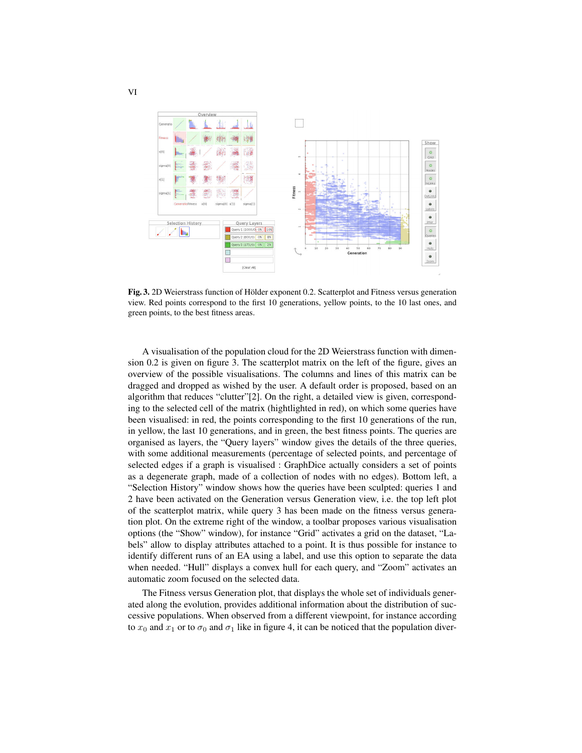Overview

Generatio

Fitness

x[0]

sigma[0]

x[1]

sigma[1]

GeneratioFitness x[0] sigma[0] x[1] sigma[1]

Selection History

Query Layers

Query 1 (1000/0) 0% 10%

Query 2 (800/0) 0% 8%

Query 3 (173/0) 0% 2%

[Clear All]

Fitness

Generation

0 10 20 30 40 50 60 70 80 90

Show

Grid

Nodes

InLinks

OutLinks

Labels

Jitter

Queries

Hulls

Zoom

**Fig. 3.** 2D Weierstrass function of Hölder exponent 0.2. Scatterplot and Fitness versus generation view. Red points correspond to the first 10 generations, yellow points, to the 10 last ones, and green points, to the best fitness areas.

A visualisation of the population cloud for the 2D Weierstrass function with dimension 0.2 is given on figure 3. The scatterplot matrix on the left of the figure, gives an overview of the possible visualisations. The columns and lines of this matrix can be dragged and dropped as wished by the user. A default order is proposed, based on an algorithm that reduces "clutter"[2]. On the right, a detailed view is given, corresponding to the selected cell of the matrix (hightlighted in red), on which some queries have been visualised: in red, the points corresponding to the first 10 generations of the run, in yellow, the last 10 generations, and in green, the best fitness points. The queries are organised as layers, the "Query layers" window gives the details of the three queries, with some additional measurements (percentage of selected points, and percentage of selected edges if a graph is visualised : GraphDice actually considers a set of points as a degenerate graph, made of a collection of nodes with no edges). Bottom left, a "Selection History" window shows how the queries have been sculpted: queries 1 and 2 have been activated on the Generation versus Generation view, i.e. the top left plot of the scatterplot matrix, while query 3 has been made on the fitness versus generation plot. On the extreme right of the window, a toolbar proposes various visualisation options (the "Show" window), for instance "Grid" activates a grid on the dataset, "Labels" allow to display attributes attached to a point. It is thus possible for instance to identify different runs of an EA using a label, and use this option to separate the data when needed. "Hull" displays a convex hull for each query, and "Zoom" activates an automatic zoom focused on the selected data.

The Fitness versus Generation plot, that displays the whole set of individuals generated along the evolution, provides additional information about the distribution of successive populations. When observed from a different viewpoint, for instance according to $x_0$ and $x_1$ or to $\sigma_0$ and $\sigma_1$ like in figure 4, it can be noticed that the population diver-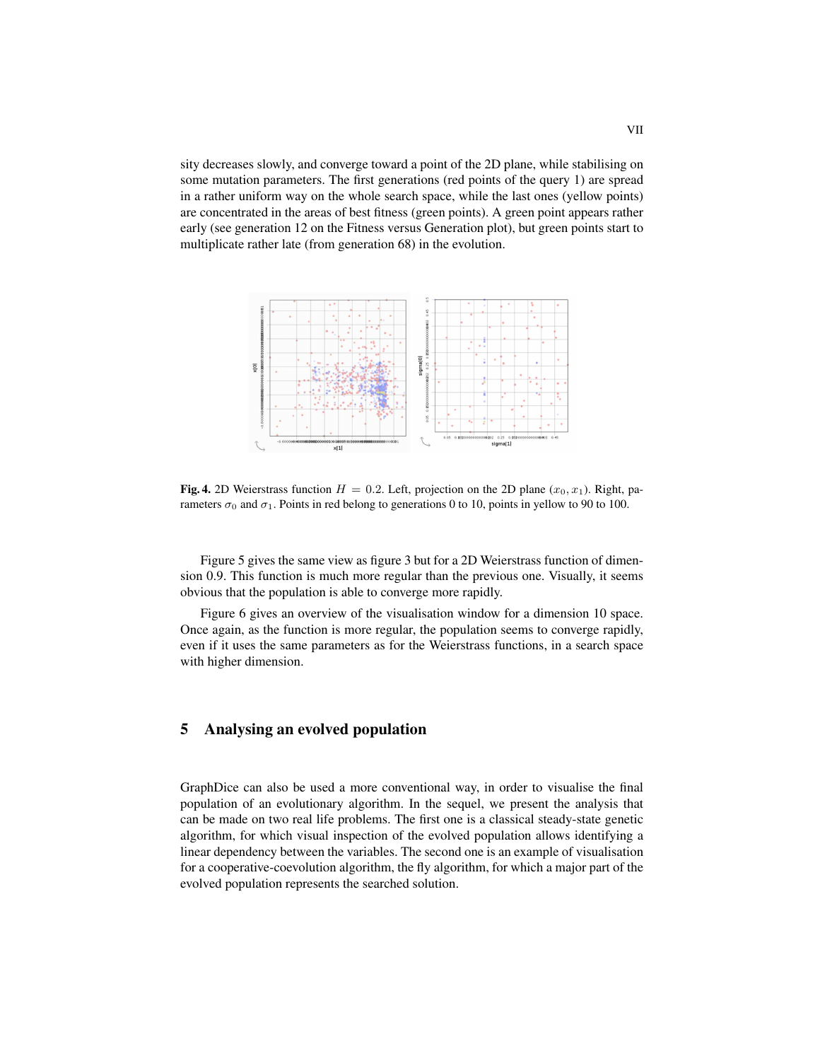sity decreases slowly, and converge toward a point of the 2D plane, while stabilising on some mutation parameters. The first generations (red points of the query 1) are spread in a rather uniform way on the whole search space, while the last ones (yellow points) are concentrated in the areas of best fitness (green points). A green point appears rather early (see generation 12 on the Fitness versus Generation plot), but green points start to multiplicate rather late (from generation 68) in the evolution.

**Fig. 4.** 2D Weierstrass function $H = 0.2$. Left, projection on the 2D plane $(x_0, x_1)$. Right, parameters $\sigma_0$ and $\sigma_1$. Points in red belong to generations 0 to 10, points in yellow to 90 to 100.

Figure 5 gives the same view as figure 3 but for a 2D Weierstrass function of dimension 0.9. This function is much more regular than the previous one. Visually, it seems obvious that the population is able to converge more rapidly.

Figure 6 gives an overview of the visualisation window for a dimension 10 space. Once again, as the function is more regular, the population seems to converge rapidly, even if it uses the same parameters as for the Weierstrass functions, in a search space with higher dimension.

## 5 Analysing an evolved population

GraphDice can also be used a more conventional way, in order to visualise the final population of an evolutionary algorithm. In the sequel, we present the analysis that can be made on two real life problems. The first one is a classical steady-state genetic algorithm, for which visual inspection of the evolved population allows identifying a linear dependency between the variables. The second one is an example of visualisation for a cooperative-coevolution algorithm, the fly algorithm, for which a major part of the evolved population represents the searched solution.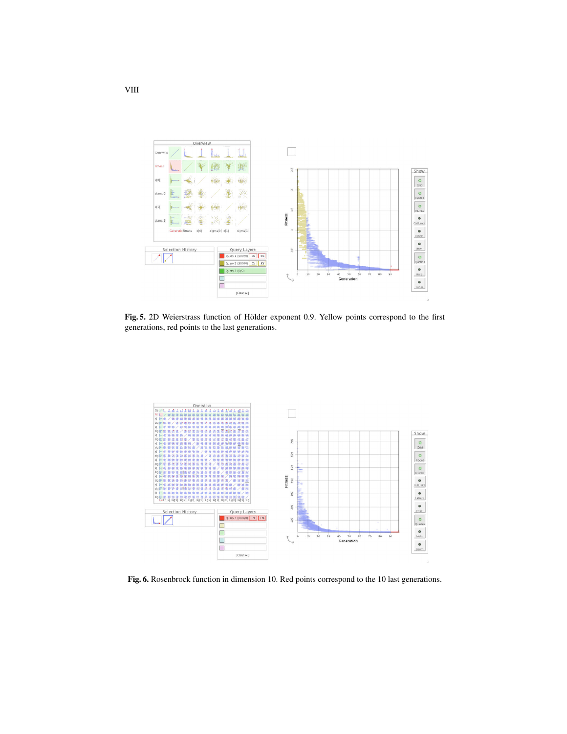**Fig. 5.** 2D Weierstrass function of Hölder exponent 0.9. Yellow points correspond to the first generations, red points to the last generations.

**Fig. 6.** Rosenbrock function in dimension 10. Red points correspond to the 10 last generations.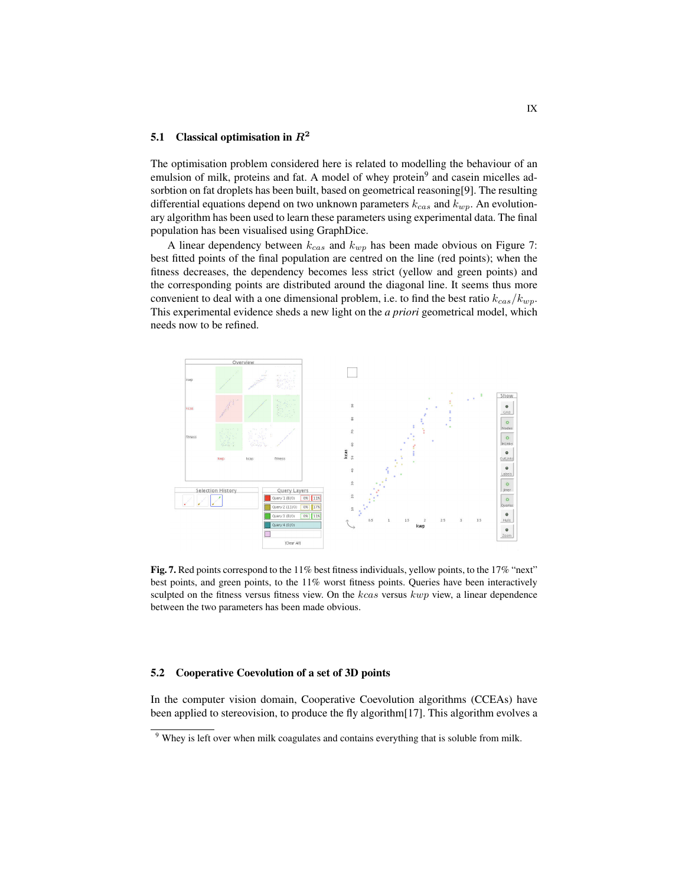### 5.1 Classical optimisation in $R^2$

The optimisation problem considered here is related to modelling the behaviour of an emulsion of milk, proteins and fat. A model of whey protein[9] and casein micelles adsorbtion on fat droplets has been built, based on geometrical reasoning[9]. The resulting differential equations depend on two unknown parameters $k_{cas}$ and $k_{wp}$. An evolutionary algorithm has been used to learn these parameters using experimental data. The final population has been visualised using GraphDice.

A linear dependency between $k_{cas}$ and $k_{wp}$ has been made obvious on Figure 7: best fitted points of the final population are centred on the line (red points); when the fitness decreases, the dependency becomes less strict (yellow and green points) and the corresponding points are distributed around the diagonal line. It seems thus more convenient to deal with a one dimensional problem, i.e. to find the best ratio $k_{cas}/k_{wp}$. This experimental evidence sheds a new light on the *a priori* geometrical model, which needs now to be refined.

**Fig. 7.** Red points correspond to the 11% best fitness individuals, yellow points, to the 17% "next" best points, and green points, to the 11% worst fitness points. Queries have been interactively sculpted on the fitness versus fitness view. On the $kcas$ versus $kwp$ view, a linear dependence between the two parameters has been made obvious.

### 5.2 Cooperative Coevolution of a set of 3D points

In the computer vision domain, Cooperative Coevolution algorithms (CCEAs) have been applied to stereovision, to produce the fly algorithm[17]. This algorithm evolves a

[9] Whey is left over when milk coagulates and contains everything that is soluble from milk.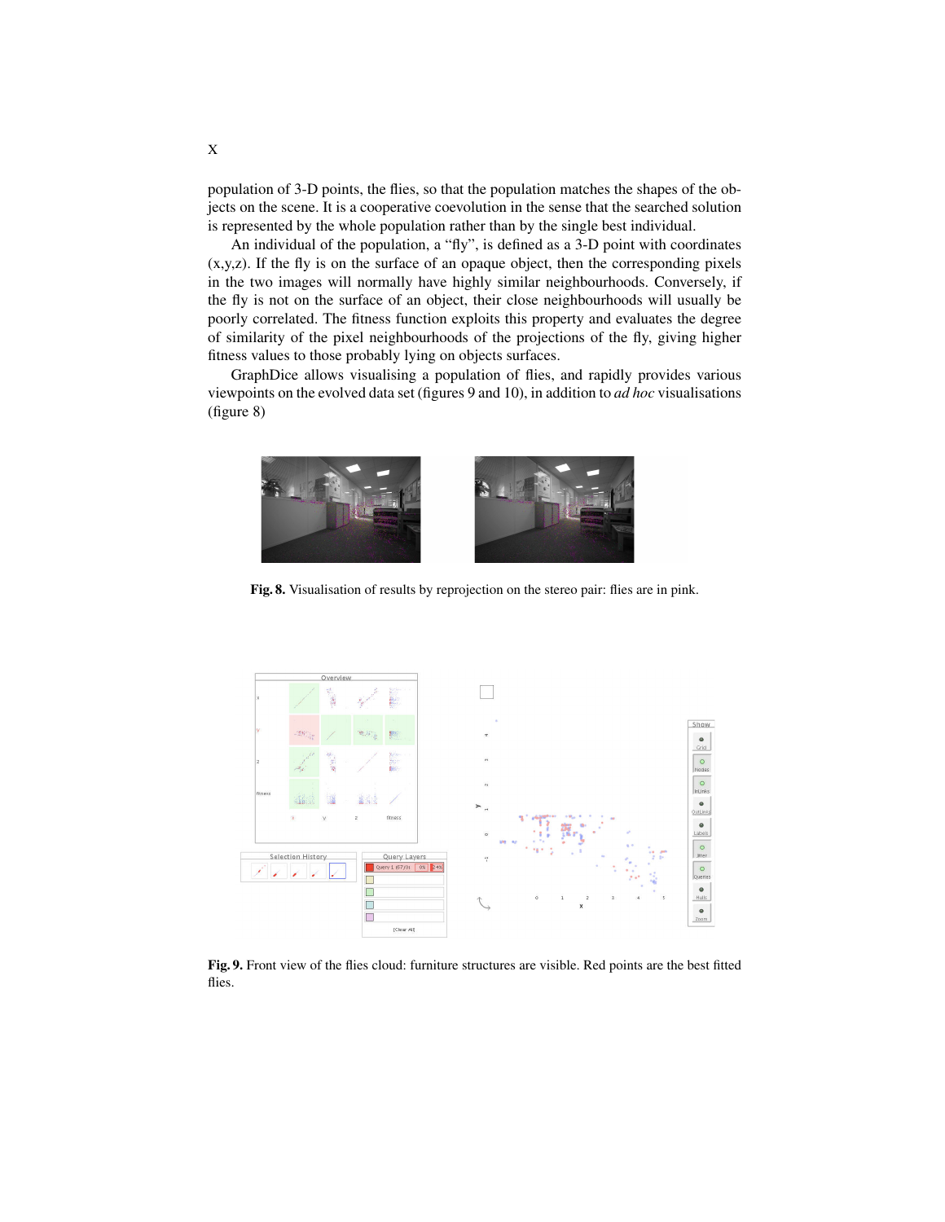population of 3-D points, the flies, so that the population matches the shapes of the objects on the scene. It is a cooperative coevolution in the sense that the searched solution is represented by the whole population rather than by the single best individual.

An individual of the population, a "fly", is defined as a 3-D point with coordinates (x,y,z). If the fly is on the surface of an opaque object, then the corresponding pixels in the two images will normally have highly similar neighbourhoods. Conversely, if the fly is not on the surface of an object, their close neighbourhoods will usually be poorly correlated. The fitness function exploits this property and evaluates the degree of similarity of the pixel neighbourhoods of the projections of the fly, giving higher fitness values to those probably lying on objects surfaces.

GraphDice allows visualising a population of flies, and rapidly provides various viewpoints on the evolved data set (figures 9 and 10), in addition to *ad hoc* visualisations (figure 8)

**Fig. 8.** Visualisation of results by reprojection on the stereo pair: flies are in pink.

**Fig. 9.** Front view of the flies cloud: furniture structures are visible. Red points are the best fitted flies.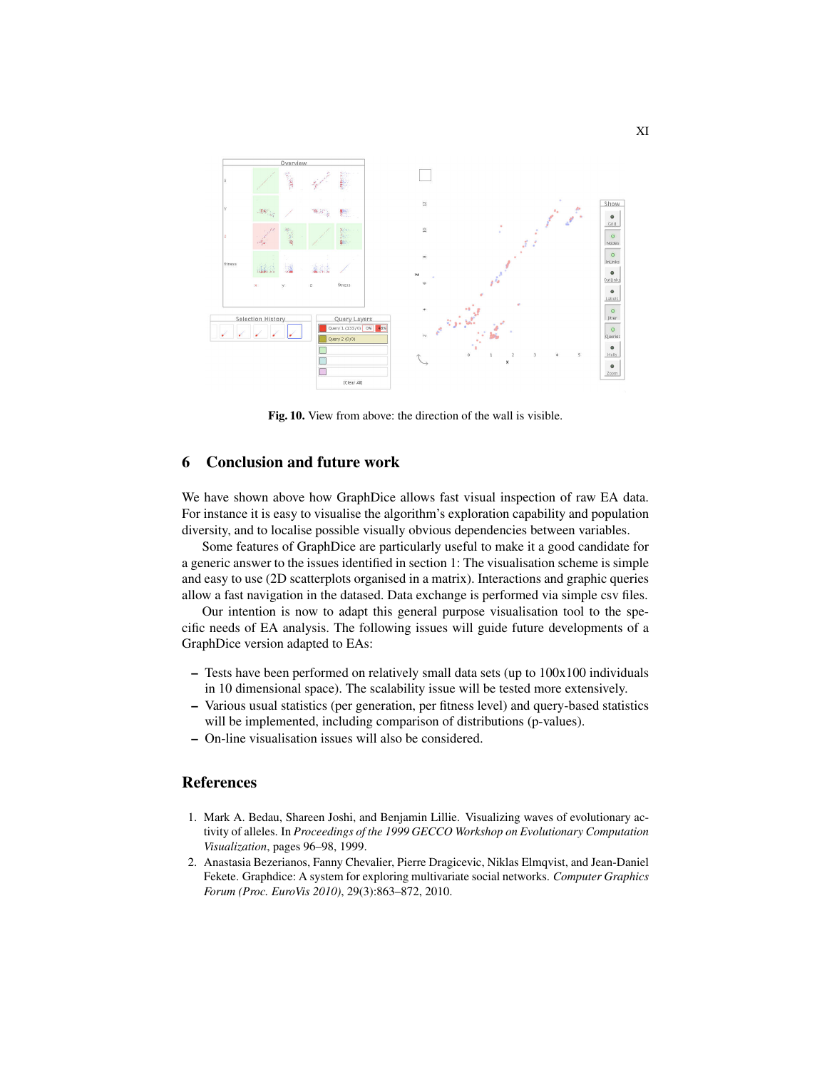Fig. 10. View from above: the direction of the wall is visible.

## 6 Conclusion and future work

We have shown above how GraphDice allows fast visual inspection of raw EA data. For instance it is easy to visualise the algorithm's exploration capability and population diversity, and to localise possible visually obvious dependencies between variables.

Some features of GraphDice are particularly useful to make it a good candidate for a generic answer to the issues identified in section 1: The visualisation scheme is simple and easy to use (2D scatterplots organised in a matrix). Interactions and graphic queries allow a fast navigation in the dataset. Data exchange is performed via simple csv files.

Our intention is now to adapt this general purpose visualisation tool to the specific needs of EA analysis. The following issues will guide future developments of a GraphDice version adapted to EAs:

- Tests have been performed on relatively small data sets (up to 100x100 individuals in 10 dimensional space). The scalability issue will be tested more extensively.
- Various usual statistics (per generation, per fitness level) and query-based statistics will be implemented, including comparison of distributions (p-values).
- On-line visualisation issues will also be considered.

## References

1. Mark A. Bedau, Shareen Joshi, and Benjamin Lillie. Visualizing waves of evolutionary activity of alleles. In *Proceedings of the 1999 GECCO Workshop on Evolutionary Computation Visualization*, pages 96–98, 1999.
2. Anastasia Bezerianos, Fanny Chevalier, Pierre Dragicevic, Niklas Elmqvist, and Jean-Daniel Fekete. Graphdice: A system for exploring multivariate social networks. *Computer Graphics Forum (Proc. EuroVis 2010)*, 29(3):863–872, 2010.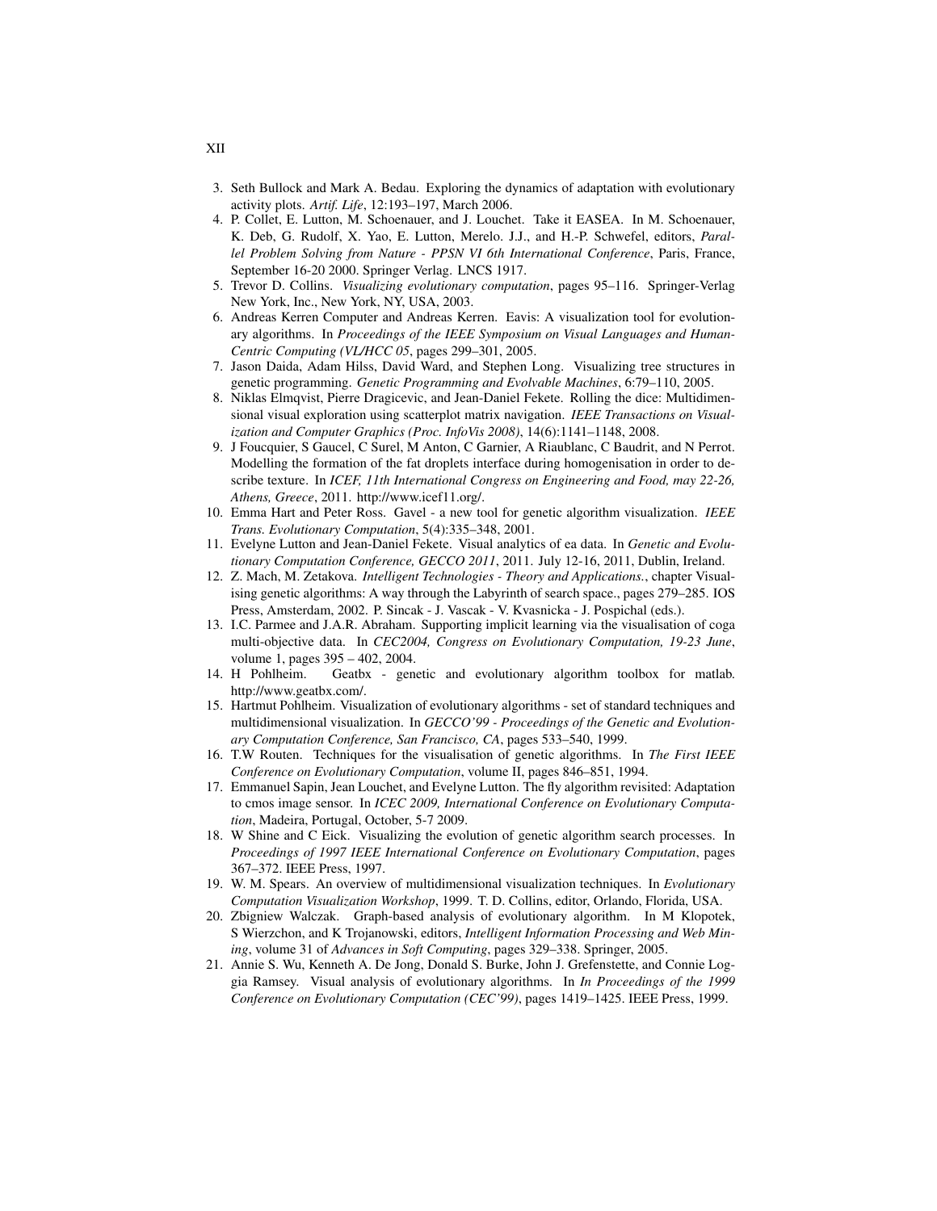3. Seth Bullock and Mark A. Bedau. Exploring the dynamics of adaptation with evolutionary activity plots. *Artif. Life*, 12:193–197, March 2006.
4. P. Collet, E. Lutton, M. Schoenauer, and J. Louchet. Take it EASEA. In M. Schoenauer, K. Deb, G. Rudolf, X. Yao, E. Lutton, Merelo. J.J., and H.-P. Schwefel, editors, *Parallel Problem Solving from Nature - PPSN VI 6th International Conference*, Paris, France, September 16-20 2000. Springer Verlag. LNCS 1917.
5. Trevor D. Collins. *Visualizing evolutionary computation*, pages 95–116. Springer-Verlag New York, Inc., New York, NY, USA, 2003.
6. Andreas Kerren Computer and Andreas Kerren. Eavis: A visualization tool for evolutionary algorithms. In *Proceedings of the IEEE Symposium on Visual Languages and Human-Centric Computing (VL/HCC 05*, pages 299–301, 2005.
7. Jason Daida, Adam Hilss, David Ward, and Stephen Long. Visualizing tree structures in genetic programming. *Genetic Programming and Evolvable Machines*, 6:79–110, 2005.
8. Niklas Elmqvist, Pierre Dragicevic, and Jean-Daniel Fekete. Rolling the dice: Multidimensional visual exploration using scatterplot matrix navigation. *IEEE Transactions on Visualization and Computer Graphics (Proc. InfoVis 2008)*, 14(6):1141–1148, 2008.
9. J Foucquier, S Gaucel, C Surel, M Anton, C Garnier, A Riaublanc, C Baudrit, and N Perrot. Modelling the formation of the fat droplets interface during homogenisation in order to describe texture. In *ICEF, 11th International Congress on Engineering and Food, may 22-26, Athens, Greece*, 2011. http://www.icef11.org/.
10. Emma Hart and Peter Ross. Gavel - a new tool for genetic algorithm visualization. *IEEE Trans. Evolutionary Computation*, 5(4):335–348, 2001.
11. Evelyne Lutton and Jean-Daniel Fekete. Visual analytics of ea data. In *Genetic and Evolutionary Computation Conference, GECCO 2011*, 2011. July 12-16, 2011, Dublin, Ireland.
12. Z. Mach, M. Zetakova. *Intelligent Technologies - Theory and Applications.*, chapter Visualising genetic algorithms: A way through the Labyrinth of search space., pages 279–285. IOS Press, Amsterdam, 2002. P. Sincak - J. Vascak - V. Kvasnicka - J. Pospichal (eds.).
13. I.C. Parmee and J.A.R. Abraham. Supporting implicit learning via the visualisation of coga multi-objective data. In *CEC2004, Congress on Evolutionary Computation, 19-23 June*, volume 1, pages 395 – 402, 2004.
14. H Pohlheim. Geatbx - genetic and evolutionary algorithm toolbox for matlab. http://www.geatbx.com/.
15. Hartmut Pohlheim. Visualization of evolutionary algorithms - set of standard techniques and multidimensional visualization. In *GECCO'99 - Proceedings of the Genetic and Evolutionary Computation Conference, San Francisco, CA*, pages 533–540, 1999.
16. T.W Routen. Techniques for the visualisation of genetic algorithms. In *The First IEEE Conference on Evolutionary Computation*, volume II, pages 846–851, 1994.
17. Emmanuel Sapin, Jean Louchet, and Evelyne Lutton. The fly algorithm revisited: Adaptation to cmos image sensor. In *ICEC 2009, International Conference on Evolutionary Computation*, Madeira, Portugal, October, 5-7 2009.
18. W Shine and C Eick. Visualizing the evolution of genetic algorithm search processes. In *Proceedings of 1997 IEEE International Conference on Evolutionary Computation*, pages 367–372. IEEE Press, 1997.
19. W. M. Spears. An overview of multidimensional visualization techniques. In *Evolutionary Computation Visualization Workshop*, 1999. T. D. Collins, editor, Orlando, Florida, USA.
20. Zbigniew Walczak. Graph-based analysis of evolutionary algorithm. In M Klopotek, S Wierzchon, and K Trojanowski, editors, *Intelligent Information Processing and Web Mining*, volume 31 of *Advances in Soft Computing*, pages 329–338. Springer, 2005.
21. Annie S. Wu, Kenneth A. De Jong, Donald S. Burke, John J. Grefenstette, and Connie Loggia Ramsey. Visual analysis of evolutionary algorithms. In *In Proceedings of the 1999 Conference on Evolutionary Computation (CEC'99)*, pages 1419–1425. IEEE Press, 1999.